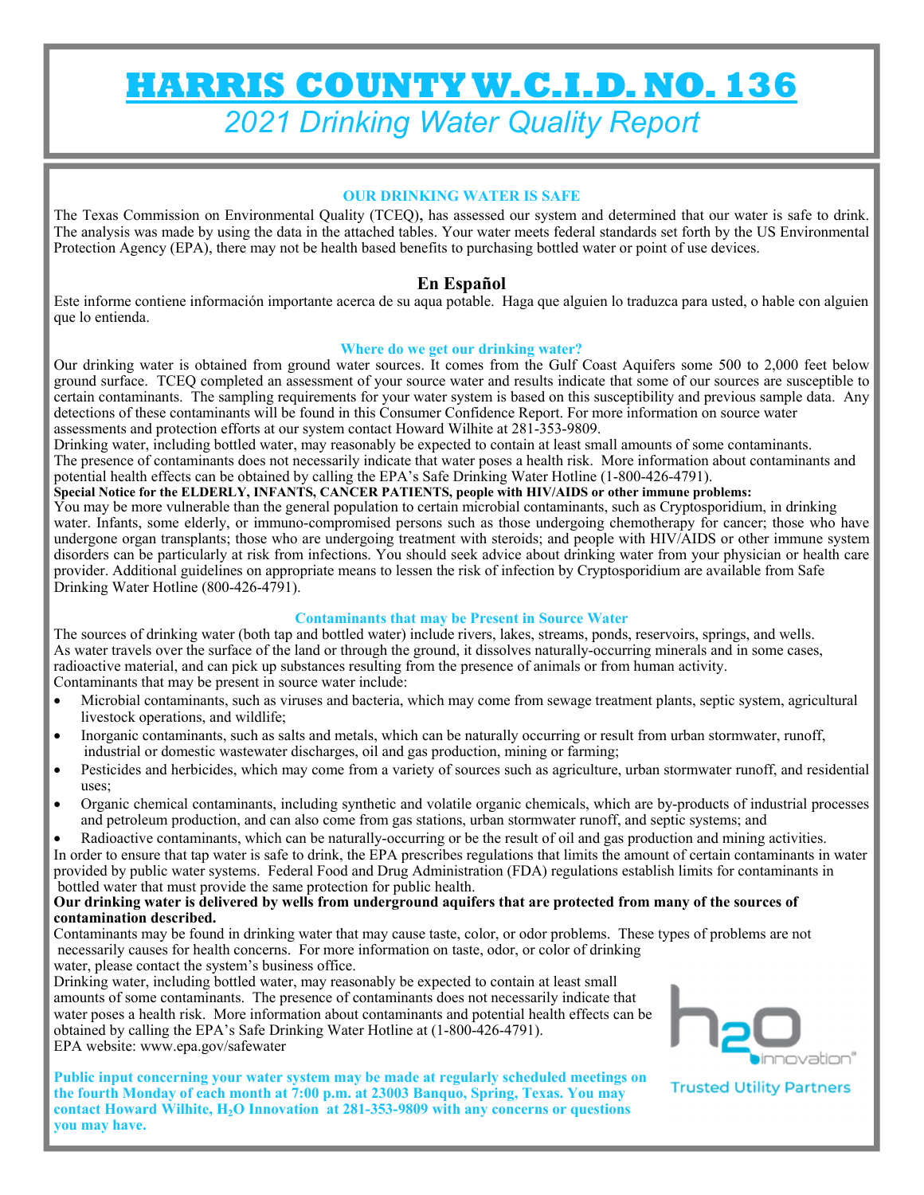# HARRIS COUNTY W.C.I.D. NO. 136

## *2021 Drinking Water Quality Report*

### OUR DRINKING WATER IS SAFE

The Texas Commission on Environmental Quality (TCEQ), has assessed our system and determined that our water is safe to drink. The analysis was made by using the data in the attached tables. Your water meets federal standards set forth by the US Environmental Protection Agency (EPA), there may not be health based benefits to purchasing bottled water or point of use devices.

### En Español

Este informe contiene información importante acerca de su aqua potable. Haga que alguien lo traduzca para usted, o hable con alguien que lo entienda.

### Where do we get our drinking water?

Our drinking water is obtained from ground water sources. It comes from the Gulf Coast Aquifers some 500 to 2,000 feet below ground surface. TCEQ completed an assessment of your source water and results indicate that some of our sources are susceptible to certain contaminants. The sampling requirements for your water system is based on this susceptibility and previous sample data. Any detections of these contaminants will be found in this Consumer Confidence Report. For more information on source water assessments and protection efforts at our system contact Howard Wilhite at 281-353-9809.

Drinking water, including bottled water, may reasonably be expected to contain at least small amounts of some contaminants. The presence of contaminants does not necessarily indicate that water poses a health risk. More information about contaminants and potential health effects can be obtained by calling the EPA's Safe Drinking Water Hotline (1-800-426-4791).

**Special Notice for the ELDERLY, INFANTS, CANCER PATIENTS, people with HIV/AIDS or other immune problems:**

You may be more vulnerable than the general population to certain microbial contaminants, such as Cryptosporidium, in drinking water. Infants, some elderly, or immuno-compromised persons such as those undergoing chemotherapy for cancer; those who have undergone organ transplants; those who are undergoing treatment with steroids; and people with HIV/AIDS or other immune system disorders can be particularly at risk from infections. You should seek advice about drinking water from your physician or health care provider. Additional guidelines on appropriate means to lessen the risk of infection by Cryptosporidium are available from Safe Drinking Water Hotline (800-426-4791).

### Contaminants that may be Present in Source Water

The sources of drinking water (both tap and bottled water) include rivers, lakes, streams, ponds, reservoirs, springs, and wells. As water travels over the surface of the land or through the ground, it dissolves naturally-occurring minerals and in some cases, radioactive material, and can pick up substances resulting from the presence of animals or from human activity.

Contaminants that may be present in source water include:

- Microbial contaminants, such as viruses and bacteria, which may come from sewage treatment plants, septic system, agricultural livestock operations, and wildlife;
- Inorganic contaminants, such as salts and metals, which can be naturally occurring or result from urban stormwater, runoff, industrial or domestic wastewater discharges, oil and gas production, mining or farming;
- Pesticides and herbicides, which may come from a variety of sources such as agriculture, urban stormwater runoff, and residential uses;
- Organic chemical contaminants, including synthetic and volatile organic chemicals, which are by-products of industrial processes and petroleum production, and can also come from gas stations, urban stormwater runoff, and septic systems; and
- Radioactive contaminants, which can be naturally-occurring or be the result of oil and gas production and mining activities.

In order to ensure that tap water is safe to drink, the EPA prescribes regulations that limits the amount of certain contaminants in water provided by public water systems. Federal Food and Drug Administration (FDA) regulations establish limits for contaminants in bottled water that must provide the same protection for public health.

**Our drinking water is delivered by wells from underground aquifers that are protected from many of the sources of contamination described.**

Contaminants may be found in drinking water that may cause taste, color, or odor problems. These types of problems are not necessarily causes for health concerns. For more information on taste, odor, or color of drinking water, please contact the system's business office.

Drinking water, including bottled water, may reasonably be expected to contain at least small amounts of some contaminants. The presence of contaminants does not necessarily indicate that water poses a health risk. More information about contaminants and potential health effects can be obtained by calling the EPA's Safe Drinking Water Hotline at (1-800-426-4791).

EPA website: www.epa.gov/safewater

**Public input concerning your water system may be made at regularly scheduled meetings on the fourth Monday of each month at 7:00 p.m. at 23003 Banquo, Spring, Texas. You may contact Howard Wilhite, $H_2O$ Innovation at 281-353-9809 with any concerns or questions you may have.**

h2O innovation®

Trusted Utility Partners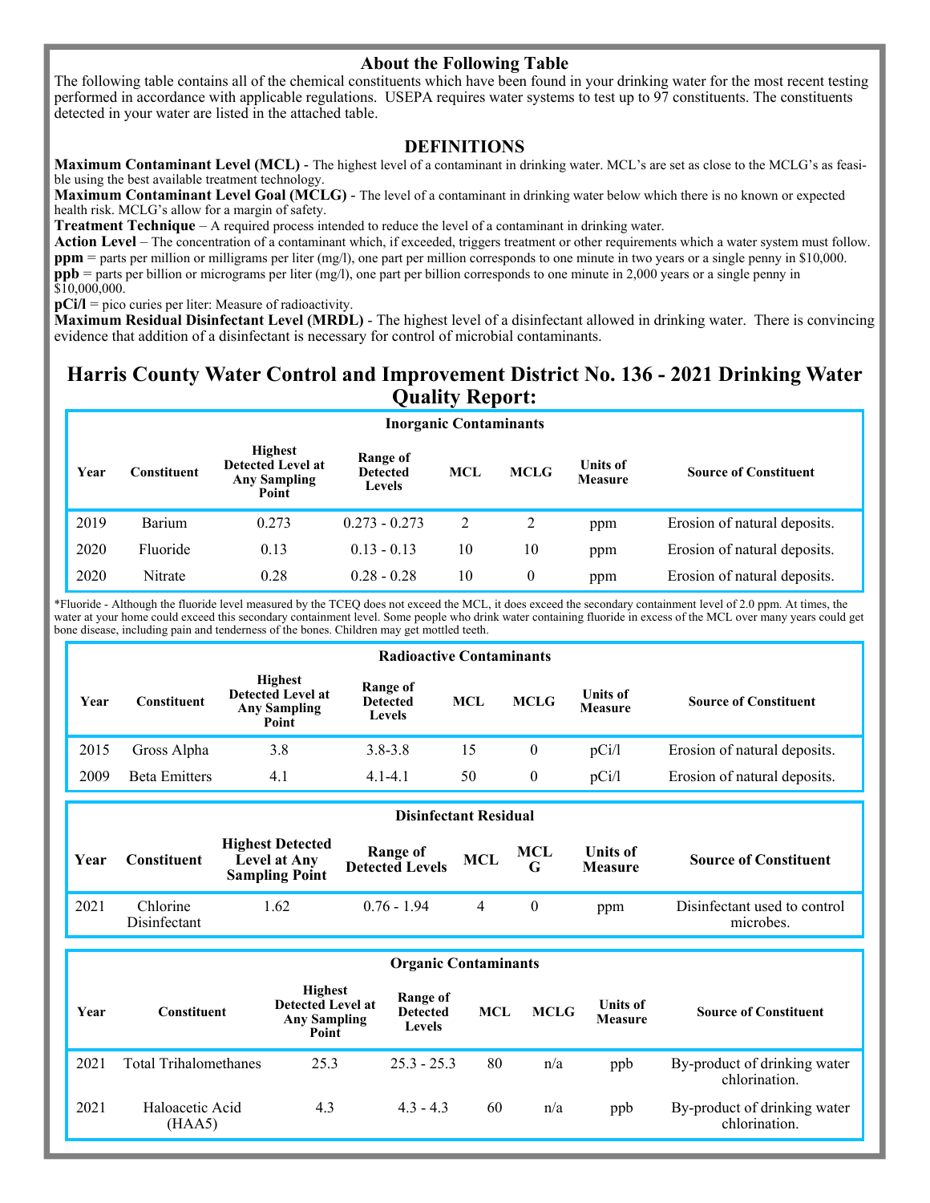### About the Following Table

The following table contains all of the chemical constituents which have been found in your drinking water for the most recent testing performed in accordance with applicable regulations. USEPA requires water systems to test up to 97 constituents. The constituents detected in your water are listed in the attached table.

### DEFINITIONS

**Maximum Contaminant Level (MCL)** - The highest level of a contaminant in drinking water. MCL's are set as close to the MCLG's as feasible using the best available treatment technology.
**Maximum Contaminant Level Goal (MCLG)** - The level of a contaminant in drinking water below which there is no known or expected health risk. MCLG's allow for a margin of safety.
**Treatment Technique** – A required process intended to reduce the level of a contaminant in drinking water.
**Action Level** – The concentration of a contaminant which, if exceeded, triggers treatment or other requirements which a water system must follow.
**ppm** = parts per million or milligrams per liter (mg/l), one part per million corresponds to one minute in two years or a single penny in $10,000.
**ppb** = parts per billion or micrograms per liter (mg/l), one part per billion corresponds to one minute in 2,000 years or a single penny in $10,000,000.
**pCi/l** = pico curies per liter: Measure of radioactivity.
**Maximum Residual Disinfectant Level (MRDL)** - The highest level of a disinfectant allowed in drinking water. There is convincing evidence that addition of a disinfectant is necessary for control of microbial contaminants.

## Harris County Water Control and Improvement District No. 136 - 2021 Drinking Water Quality Report:

**Inorganic Contaminants**

| Year | Constituent | Highest Detected Level at Any Sampling Point | Range of Detected Levels | MCL | MCLG | Units of Measure | Source of Constituent |
|---|---|---|---|---|---|---|---|
| 2019 | Barium | 0.273 | 0.273 - 0.273 | 2 | 2 | ppm | Erosion of natural deposits. |
| 2020 | Fluoride | 0.13 | 0.13 - 0.13 | 10 | 10 | ppm | Erosion of natural deposits. |
| 2020 | Nitrate | 0.28 | 0.28 - 0.28 | 10 | 0 | ppm | Erosion of natural deposits. |

*Fluoride - Although the fluoride level measured by the TCEQ does not exceed the MCL, it does exceed the secondary containment level of 2.0 ppm. At times, the water at your home could exceed this secondary containment level. Some people who drink water containing fluoride in excess of the MCL over many years could get bone disease, including pain and tenderness of the bones. Children may get mottled teeth.

**Radioactive Contaminants**

| Year | Constituent | Highest Detected Level at Any Sampling Point | Range of Detected Levels | MCL | MCLG | Units of Measure | Source of Constituent |
|---|---|---|---|---|---|---|---|
| 2015 | Gross Alpha | 3.8 | 3.8-3.8 | 15 | 0 | pCi/l | Erosion of natural deposits. |
| 2009 | Beta Emitters | 4.1 | 4.1-4.1 | 50 | 0 | pCi/l | Erosion of natural deposits. |

**Disinfectant Residual**

| Year | Constituent | Highest Detected Level at Any Sampling Point | Range of Detected Levels | MCL | MCLG | Units of Measure | Source of Constituent |
|---|---|---|---|---|---|---|---|
| 2021 | Chlorine Disinfectant | 1.62 | 0.76 - 1.94 | 4 | 0 | ppm | Disinfectant used to control microbes. |

**Organic Contaminants**

| Year | Constituent | Highest Detected Level at Any Sampling Point | Range of Detected Levels | MCL | MCLG | Units of Measure | Source of Constituent |
|---|---|---|---|---|---|---|---|
| 2021 | Total Trihalomethanes | 25.3 | 25.3 - 25.3 | 80 | n/a | ppb | By-product of drinking water chlorination. |
| 2021 | Haloacetic Acid (HAA5) | 4.3 | 4.3 - 4.3 | 60 | n/a | ppb | By-product of drinking water chlorination. |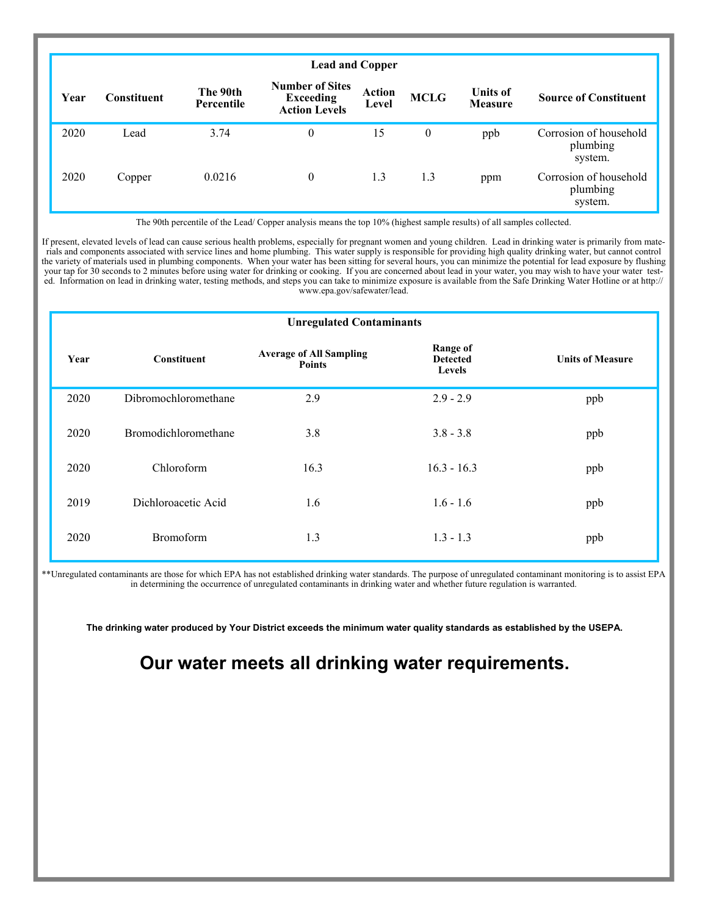| Lead and Copper | | | | | | | |
|---|---|---|---|---|---|---|---|
| Year | Constituent | The 90th Percentile | Number of Sites Exceeding Action Levels | Action Level | MCLG | Units of Measure | Source of Constituent |
| 2020 | Lead | 3.74 | 0 | 15 | 0 | ppb | Corrosion of household plumbing system. |
| 2020 | Copper | 0.0216 | 0 | 1.3 | 1.3 | ppm | Corrosion of household plumbing system. |

The 90th percentile of the Lead/ Copper analysis means the top 10% (highest sample results) of all samples collected.

If present, elevated levels of lead can cause serious health problems, especially for pregnant women and young children. Lead in drinking water is primarily from materials and components associated with service lines and home plumbing. This water supply is responsible for providing high quality drinking water, but cannot control the variety of materials used in plumbing components. When your water has been sitting for several hours, you can minimize the potential for lead exposure by flushing your tap for 30 seconds to 2 minutes before using water for drinking or cooking. If you are concerned about lead in your water, you may wish to have your water tested. Information on lead in drinking water, testing methods, and steps you can take to minimize exposure is available from the Safe Drinking Water Hotline or at http://www.epa.gov/safewater/lead.

| Unregulated Contaminants | | | | |
|---|---|---|---|---|
| Year | Constituent | Average of All Sampling Points | Range of Detected Levels | Units of Measure |
| 2020 | Dibromochloromethane | 2.9 | 2.9 - 2.9 | ppb |
| 2020 | Bromodichloromethane | 3.8 | 3.8 - 3.8 | ppb |
| 2020 | Chloroform | 16.3 | 16.3 - 16.3 | ppb |
| 2019 | Dichloroacetic Acid | 1.6 | 1.6 - 1.6 | ppb |
| 2020 | Bromoform | 1.3 | 1.3 - 1.3 | ppb |

**Unregulated contaminants are those for which EPA has not established drinking water standards. The purpose of unregulated contaminant monitoring is to assist EPA in determining the occurrence of unregulated contaminants in drinking water and whether future regulation is warranted.

**The drinking water produced by Your District exceeds the minimum water quality standards as established by the USEPA.**

## Our water meets all drinking water requirements.